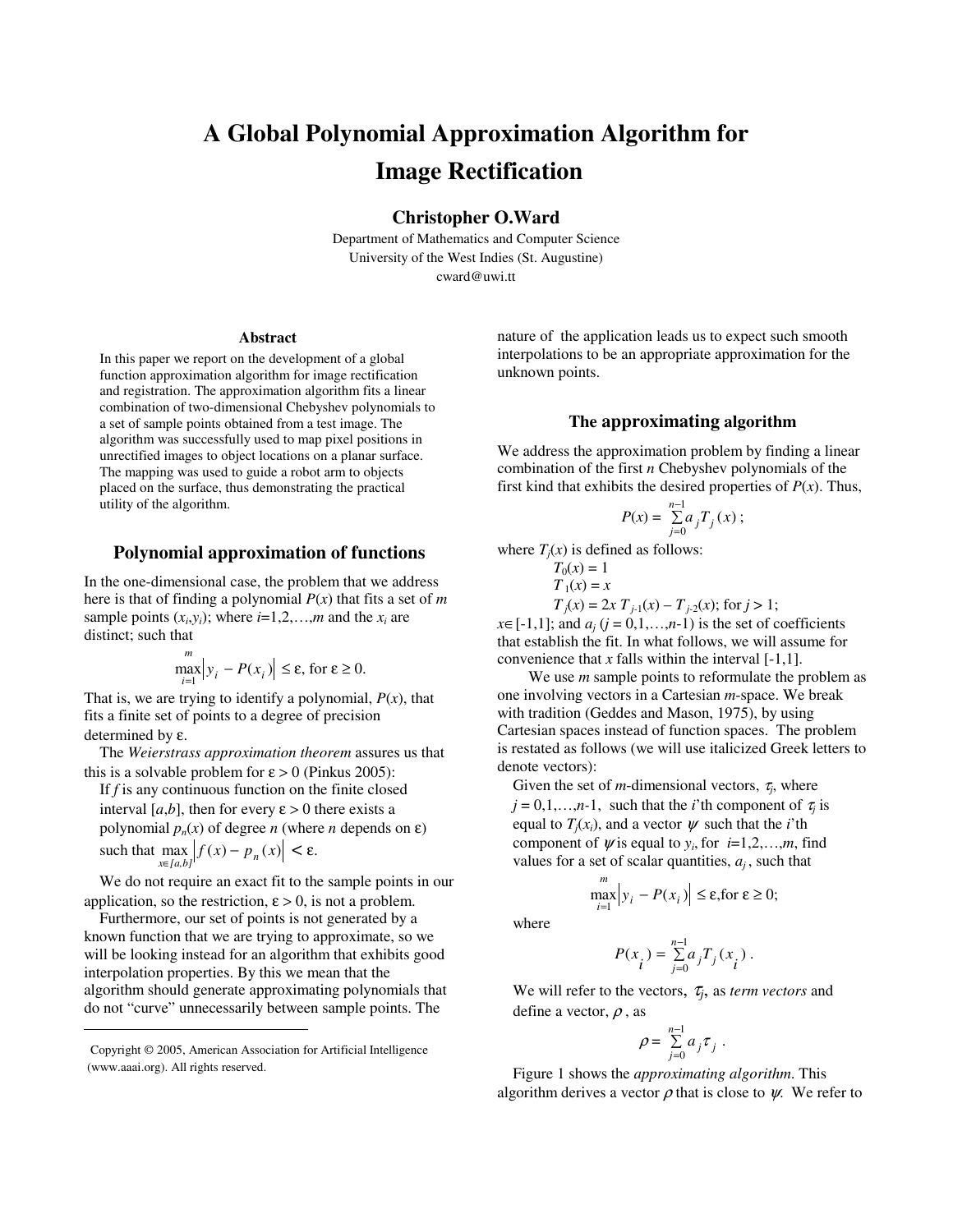# A Global Polynomial Approximation Algorithm for Image Rectification

**Christopher O.Ward**

Department of Mathematics and Computer Science
University of the West Indies (St. Augustine)
cward@uwi.tt

### Abstract

In this paper we report on the development of a global function approximation algorithm for image rectification and registration. The approximation algorithm fits a linear combination of two-dimensional Chebyshev polynomials to a set of sample points obtained from a test image. The algorithm was successfully used to map pixel positions in unrectified images to object locations on a planar surface. The mapping was used to guide a robot arm to objects placed on the surface, thus demonstrating the practical utility of the algorithm.

## Polynomial approximation of functions

In the one-dimensional case, the problem that we address here is that of finding a polynomial $P(x)$ that fits a set of $m$ sample points $(x_i,y_i)$; where $i$=1,2,…,$m$ and the $x_i$ are distinct; such that

$$\max_{i=1}^{m}\left|y_i - P(x_i)\right| \leq \varepsilon, \text{ for } \varepsilon \geq 0.$$

That is, we are trying to identify a polynomial, $P(x)$, that fits a finite set of points to a degree of precision determined by ε.

The *Weierstrass approximation theorem* assures us that this is a solvable problem for ε > 0 (Pinkus 2005):

If $f$ is any continuous function on the finite closed interval $[a,b]$, then for every ε > 0 there exists a polynomial $p_n(x)$ of degree $n$ (where $n$ depends on ε) such that $\max_{x\in[a,b]}\left|f(x) - p_n(x)\right| < \varepsilon$.

We do not require an exact fit to the sample points in our application, so the restriction, ε > 0, is not a problem.

Furthermore, our set of points is not generated by a known function that we are trying to approximate, so we will be looking instead for an algorithm that exhibits good interpolation properties. By this we mean that the algorithm should generate approximating polynomials that do not "curve" unnecessarily between sample points. The nature of the application leads us to expect such smooth interpolations to be an appropriate approximation for the unknown points.

Copyright © 2005, American Association for Artificial Intelligence (www.aaai.org). All rights reserved.

## The approximating algorithm

We address the approximation problem by finding a linear combination of the first $n$ Chebyshev polynomials of the first kind that exhibits the desired properties of $P(x)$. Thus,

$$P(x) = \sum_{j=0}^{n-1} a_j T_j(x)\,;$$

where $T_j(x)$ is defined as follows:

$T_0(x) = 1$
$T_1(x) = x$
$T_j(x) = 2x\,T_{j-1}(x) - T_{j-2}(x)$; for $j > 1$;

$x\in[-1,1]$; and $a_j$ ($j$ = 0,1,…,$n$-1) is the set of coefficients that establish the fit. In what follows, we will assume for convenience that $x$ falls within the interval [-1,1].

We use $m$ sample points to reformulate the problem as one involving vectors in a Cartesian $m$-space. We break with tradition (Geddes and Mason, 1975), by using Cartesian spaces instead of function spaces. The problem is restated as follows (we will use italicized Greek letters to denote vectors):

Given the set of $m$-dimensional vectors, $\tau_j$, where $j$ = 0,1,…,$n$-1, such that the $i$'th component of $\tau_j$ is equal to $T_j(x_i)$, and a vector $\psi$ such that the $i$'th component of $\psi$ is equal to $y_i$, for $i$=1,2,…,$m$, find values for a set of scalar quantities, $a_j$, such that

$$\max_{i=1}^{m}\left|y_i - P(x_i)\right| \leq \varepsilon, \text{for } \varepsilon \geq 0;$$

where

$$P(x_i) = \sum_{j=0}^{n-1} a_j T_j(x_i)\,.$$

We will refer to the vectors, $\tau_j$, as *term vectors* and define a vector, $\rho$, as

$$\rho = \sum_{j=0}^{n-1} a_j \tau_j\,.$$

Figure 1 shows the *approximating algorithm*. This algorithm derives a vector $\rho$ that is close to $\psi$. We refer to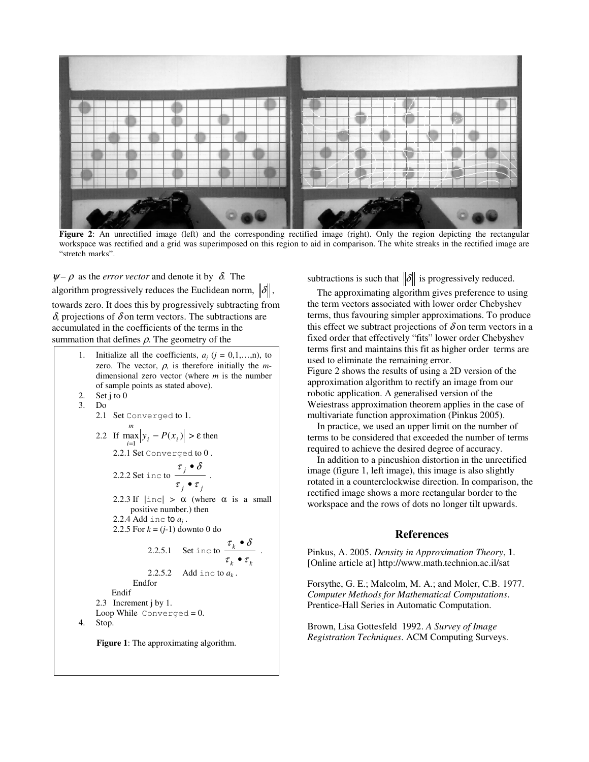**Figure 2**: An unrectified image (left) and the corresponding rectified image (right). Only the region depicting the rectangular workspace was rectified and a grid was superimposed on this region to aid in comparison. The white streaks in the rectified image are "stretch marks".

$\psi - \rho$ as the *error vector* and denote it by $\delta$. The algorithm progressively reduces the Euclidean norm, $\|\delta\|$, towards zero. It does this by progressively subtracting from $\delta$, projections of $\delta$ on term vectors. The subtractions are accumulated in the coefficients of the terms in the summation that defines $\rho$. The geometry of the subtractions is such that $\|\delta\|$ is progressively reduced.

1. Initialize all the coefficients, $a_j$ ($j$ = 0,1,…,n), to zero. The vector, $\rho$, is therefore initially the $m$-dimensional zero vector (where $m$ is the number of sample points as stated above).
2. Set j to 0
3. Do
   - 2.1 Set `Converged` to 1.
   - 2.2 If $\max_{i=1}^{m} \left| y_i - P(x_i) \right| > \varepsilon$ then
     - 2.2.1 Set `Converged` to 0 .
     - 2.2.2 Set `inc` to $\dfrac{\tau_j \bullet \delta}{\tau_j \bullet \tau_j}$ .
     - 2.2.3 If |`inc`| > $\alpha$ (where $\alpha$ is a small positive number.) then
     - 2.2.4 Add `inc` to $a_j$ .
     - 2.2.5 For $k$ = ($j$-1) downto 0 do
       - 2.2.5.1 Set `inc` to $\dfrac{\tau_k \bullet \delta}{\tau_k \bullet \tau_k}$ .
       - 2.2.5.2 Add `inc` to $a_k$ .

       Endfor

     Endif
   - 2.3 Increment j by 1.

   Loop While `Converged` = 0.
4. Stop.

**Figure 1**: The approximating algorithm.

The approximating algorithm gives preference to using the term vectors associated with lower order Chebyshev terms, thus favouring simpler approximations. To produce this effect we subtract projections of $\delta$ on term vectors in a fixed order that effectively "fits" lower order Chebyshev terms first and maintains this fit as higher order terms are used to eliminate the remaining error.

Figure 2 shows the results of using a 2D version of the approximation algorithm to rectify an image from our robotic application. A generalised version of the Weiestrass approximation theorem applies in the case of multivariate function approximation (Pinkus 2005).

In practice, we used an upper limit on the number of terms to be considered that exceeded the number of terms required to achieve the desired degree of accuracy.

In addition to a pincushion distortion in the unrectified image (figure 1, left image), this image is also slightly rotated in a counterclockwise direction. In comparison, the rectified image shows a more rectangular border to the workspace and the rows of dots no longer tilt upwards.

## References

Pinkus, A. 2005. *Density in Approximation Theory*, **1**. [Online article at] http://www.math.technion.ac.il/sat

Forsythe, G. E.; Malcolm, M. A.; and Moler, C.B. 1977. *Computer Methods for Mathematical Computations*. Prentice-Hall Series in Automatic Computation.

Brown, Lisa Gottesfeld 1992. *A Survey of Image Registration Techniques*. ACM Computing Surveys.